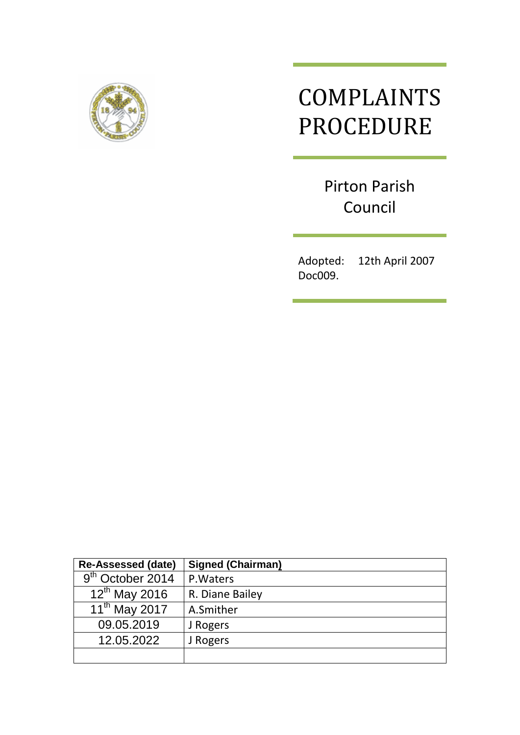# COMPLAINTS PROCEDURE

Pirton Parish Council

Adopted: 12th April 2007
Doc009.

| Re-Assessed (date) | Signed (Chairman) |
| --- | --- |
| 9th October 2014 | P.Waters |
| 12th May 2016 | R. Diane Bailey |
| 11th May 2017 | A.Smither |
| 09.05.2019 | J Rogers |
| 12.05.2022 | J Rogers |
| | |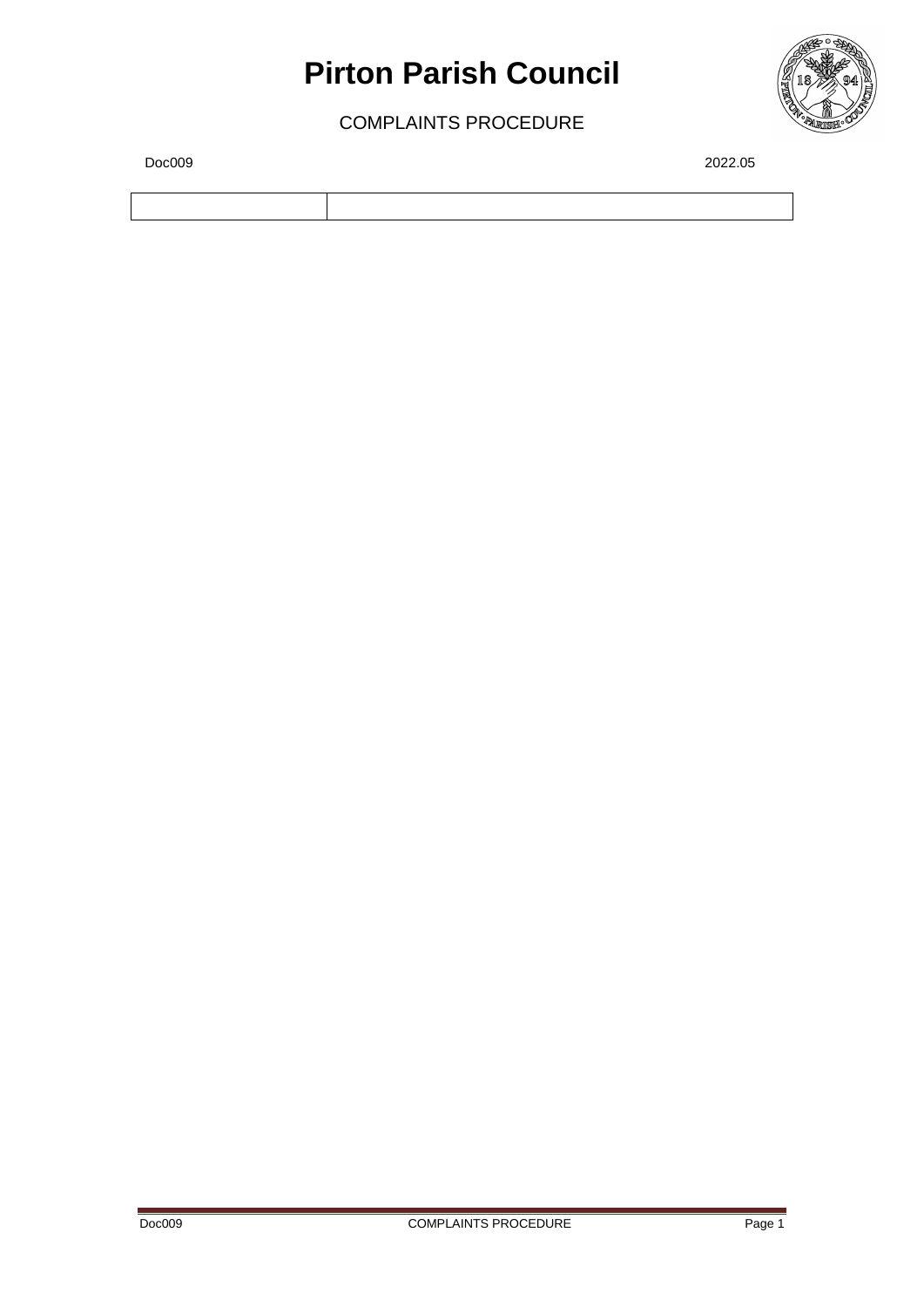# Pirton Parish Council

COMPLAINTS PROCEDURE

Doc009 2022.05

| | |
|---|---|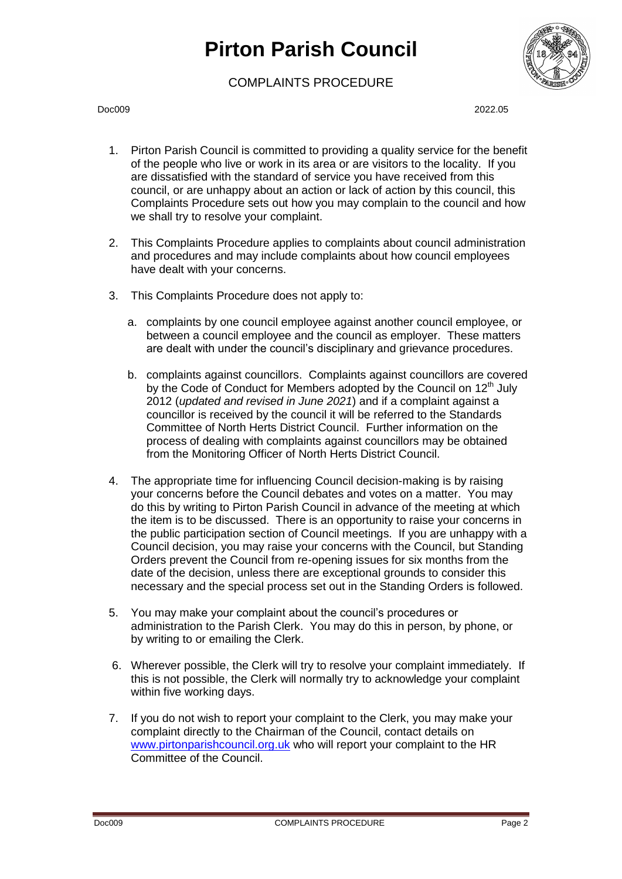# Pirton Parish Council

COMPLAINTS PROCEDURE

Doc009 2022.05

1. Pirton Parish Council is committed to providing a quality service for the benefit of the people who live or work in its area or are visitors to the locality. If you are dissatisfied with the standard of service you have received from this council, or are unhappy about an action or lack of action by this council, this Complaints Procedure sets out how you may complain to the council and how we shall try to resolve your complaint.

2. This Complaints Procedure applies to complaints about council administration and procedures and may include complaints about how council employees have dealt with your concerns.

3. This Complaints Procedure does not apply to:

   a. complaints by one council employee against another council employee, or between a council employee and the council as employer. These matters are dealt with under the council's disciplinary and grievance procedures.

   b. complaints against councillors. Complaints against councillors are covered by the Code of Conduct for Members adopted by the Council on 12th July 2012 (*updated and revised in June 2021*) and if a complaint against a councillor is received by the council it will be referred to the Standards Committee of North Herts District Council. Further information on the process of dealing with complaints against councillors may be obtained from the Monitoring Officer of North Herts District Council.

4. The appropriate time for influencing Council decision-making is by raising your concerns before the Council debates and votes on a matter. You may do this by writing to Pirton Parish Council in advance of the meeting at which the item is to be discussed. There is an opportunity to raise your concerns in the public participation section of Council meetings. If you are unhappy with a Council decision, you may raise your concerns with the Council, but Standing Orders prevent the Council from re-opening issues for six months from the date of the decision, unless there are exceptional grounds to consider this necessary and the special process set out in the Standing Orders is followed.

5. You may make your complaint about the council's procedures or administration to the Parish Clerk. You may do this in person, by phone, or by writing to or emailing the Clerk.

6. Wherever possible, the Clerk will try to resolve your complaint immediately. If this is not possible, the Clerk will normally try to acknowledge your complaint within five working days.

7. If you do not wish to report your complaint to the Clerk, you may make your complaint directly to the Chairman of the Council, contact details on www.pirtonparishcouncil.org.uk who will report your complaint to the HR Committee of the Council.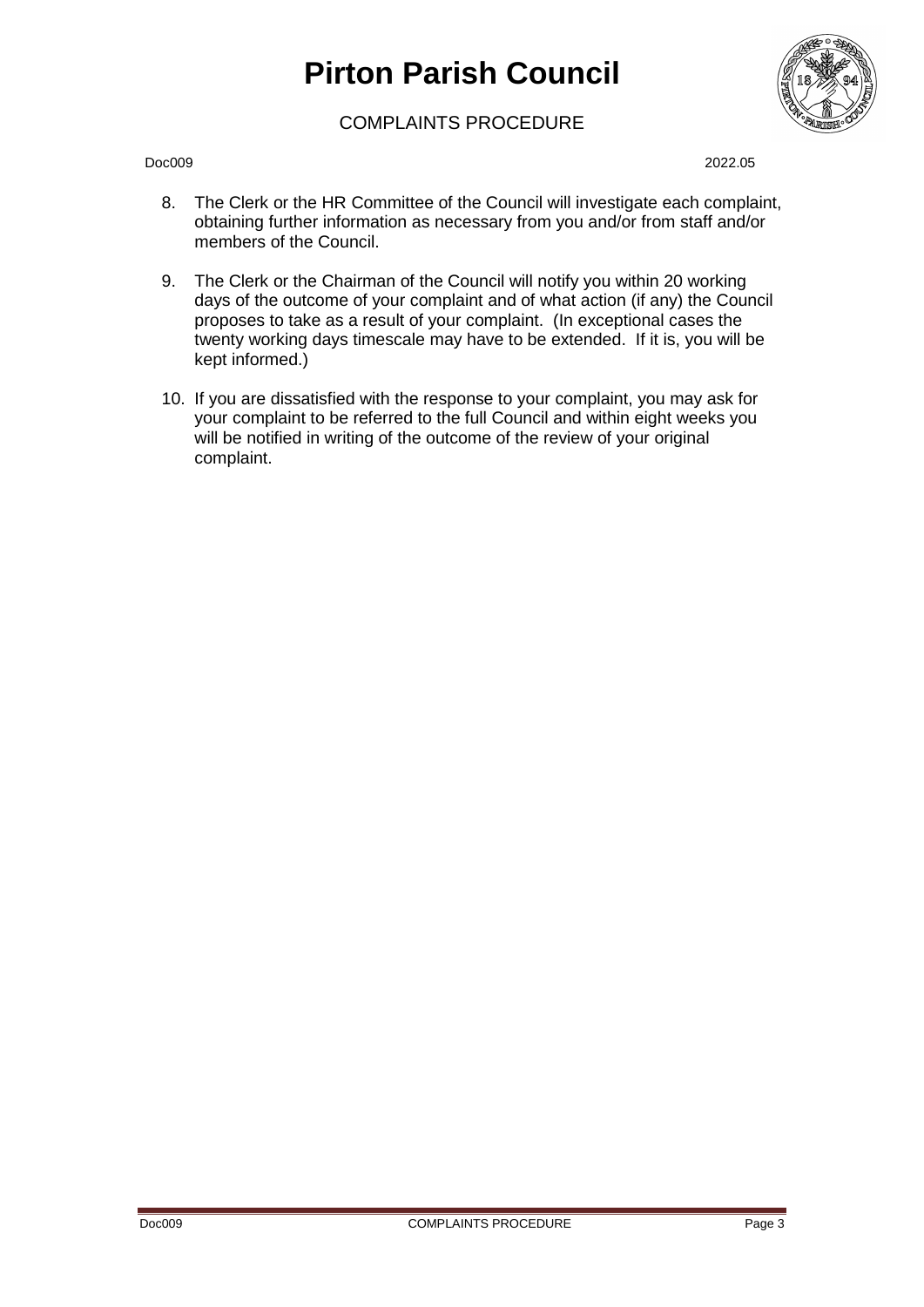8. The Clerk or the HR Committee of the Council will investigate each complaint, obtaining further information as necessary from you and/or from staff and/or members of the Council.

9. The Clerk or the Chairman of the Council will notify you within 20 working days of the outcome of your complaint and of what action (if any) the Council proposes to take as a result of your complaint. (In exceptional cases the twenty working days timescale may have to be extended. If it is, you will be kept informed.)

10. If you are dissatisfied with the response to your complaint, you may ask for your complaint to be referred to the full Council and within eight weeks you will be notified in writing of the outcome of the review of your original complaint.